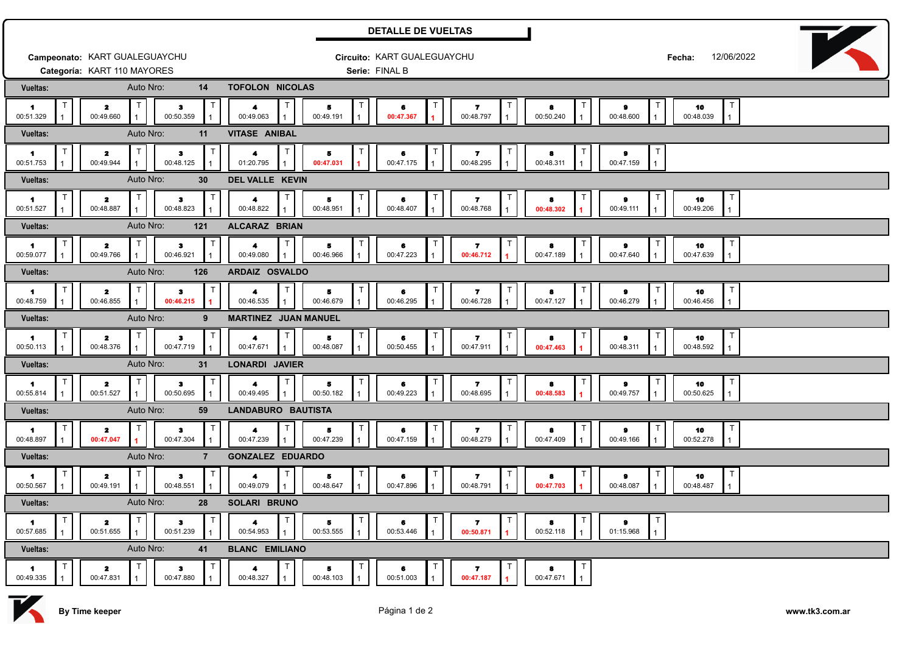# DETALLE DE VUELTAS

**Campeonato:** KART GUALEGUAYCHU
**Categoría:** KART 110 MAYORES
**Circuito:** KART GUALEGUAYCHU
**Serie:** FINAL B
**Fecha:** 12/06/2022

**Vueltas:** Auto Nro: **14** **TOFOLON NICOLAS**

| 1 | 2 | 3 | 4 | 5 | 6 | 7 | 8 | 9 | 10 |
|---|---|---|---|---|---|---|---|---|---|
| 00:51.329 | 00:49.660 | 00:50.359 | 00:49.063 | 00:49.191 | **00:47.367** | 00:48.797 | 00:50.240 | 00:48.600 | 00:48.039 |

**Vueltas:** Auto Nro: **11** **VITASE ANIBAL**

| 1 | 2 | 3 | 4 | 5 | 6 | 7 | 8 | 9 |
|---|---|---|---|---|---|---|---|---|
| 00:51.753 | 00:49.944 | 00:48.125 | 01:20.795 | **00:47.031** | 00:47.175 | 00:48.295 | 00:48.311 | 00:47.159 |

**Vueltas:** Auto Nro: **30** **DEL VALLE KEVIN**

| 1 | 2 | 3 | 4 | 5 | 6 | 7 | 8 | 9 | 10 |
|---|---|---|---|---|---|---|---|---|---|
| 00:51.527 | 00:48.887 | 00:48.823 | 00:48.822 | 00:48.951 | 00:48.407 | 00:48.768 | **00:48.302** | 00:49.111 | 00:49.206 |

**Vueltas:** Auto Nro: **121** **ALCARAZ BRIAN**

| 1 | 2 | 3 | 4 | 5 | 6 | 7 | 8 | 9 | 10 |
|---|---|---|---|---|---|---|---|---|---|
| 00:59.077 | 00:49.766 | 00:46.921 | 00:49.080 | 00:46.966 | 00:47.223 | **00:46.712** | 00:47.189 | 00:47.640 | 00:47.639 |

**Vueltas:** Auto Nro: **126** **ARDAIZ OSVALDO**

| 1 | 2 | 3 | 4 | 5 | 6 | 7 | 8 | 9 | 10 |
|---|---|---|---|---|---|---|---|---|---|
| 00:48.759 | 00:46.855 | **00:46.215** | 00:46.535 | 00:46.679 | 00:46.295 | 00:46.728 | 00:47.127 | 00:46.279 | 00:46.456 |

**Vueltas:** Auto Nro: **9** **MARTINEZ JUAN MANUEL**

| 1 | 2 | 3 | 4 | 5 | 6 | 7 | 8 | 9 | 10 |
|---|---|---|---|---|---|---|---|---|---|
| 00:50.113 | 00:48.376 | 00:47.719 | 00:47.671 | 00:48.087 | 00:50.455 | 00:47.911 | **00:47.463** | 00:48.311 | 00:48.592 |

**Vueltas:** Auto Nro: **31** **LONARDI JAVIER**

| 1 | 2 | 3 | 4 | 5 | 6 | 7 | 8 | 9 | 10 |
|---|---|---|---|---|---|---|---|---|---|
| 00:55.814 | 00:51.527 | 00:50.695 | 00:49.495 | 00:50.182 | 00:49.223 | 00:48.695 | **00:48.583** | 00:49.757 | 00:50.625 |

**Vueltas:** Auto Nro: **59** **LANDABURO BAUTISTA**

| 1 | 2 | 3 | 4 | 5 | 6 | 7 | 8 | 9 | 10 |
|---|---|---|---|---|---|---|---|---|---|
| 00:48.897 | **00:47.047** | 00:47.304 | 00:47.239 | 00:47.239 | 00:47.159 | 00:48.279 | 00:47.409 | 00:49.166 | 00:52.278 |

**Vueltas:** Auto Nro: **7** **GONZALEZ EDUARDO**

| 1 | 2 | 3 | 4 | 5 | 6 | 7 | 8 | 9 | 10 |
|---|---|---|---|---|---|---|---|---|---|
| 00:50.567 | 00:49.191 | 00:48.551 | 00:49.079 | 00:48.647 | 00:47.896 | 00:48.791 | **00:47.703** | 00:48.087 | 00:48.487 |

**Vueltas:** Auto Nro: **28** **SOLARI BRUNO**

| 1 | 2 | 3 | 4 | 5 | 6 | 7 | 8 | 9 |
|---|---|---|---|---|---|---|---|---|
| 00:57.685 | 00:51.655 | 00:51.239 | 00:54.953 | 00:53.555 | 00:53.446 | **00:50.871** | 00:52.118 | 01:15.968 |

**Vueltas:** Auto Nro: **41** **BLANC EMILIANO**

| 1 | 2 | 3 | 4 | 5 | 6 | 7 | 8 |
|---|---|---|---|---|---|---|---|
| 00:49.335 | 00:47.831 | 00:47.880 | 00:48.327 | 00:48.103 | 00:51.003 | **00:47.187** | 00:47.671 |

By Time keeper | www.tk3.com.ar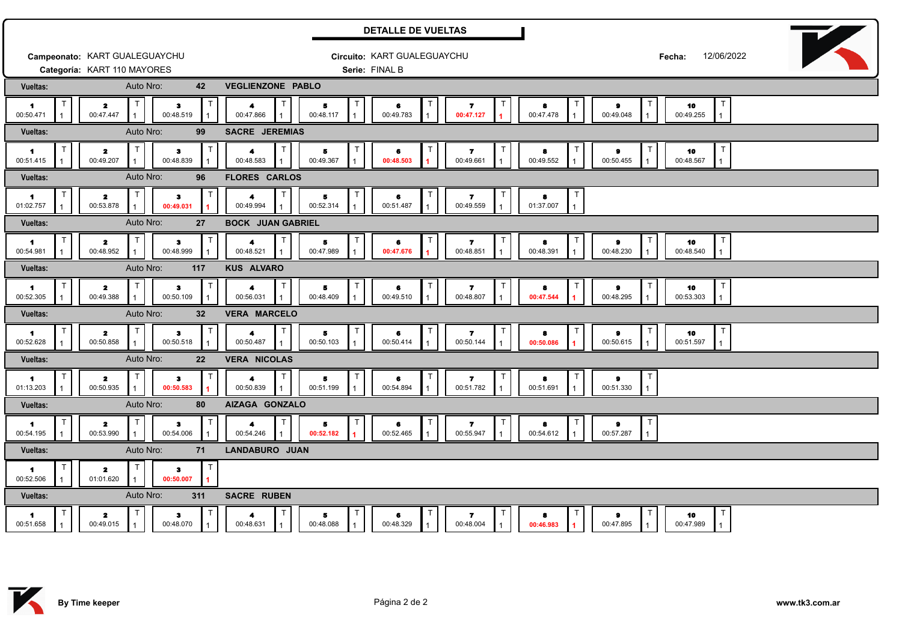## DETALLE DE VUELTAS

**Campeonato:** KART GUALEGUAYCHU **Circuito:** KART GUALEGUAYCHU **Fecha:** 12/06/2022

**Categoría:** KART 110 MAYORES **Serie:** FINAL B

**Vueltas:** Auto Nro: 42 **VEGLIENZONE PABLO**

| 1 | 2 | 3 | 4 | 5 | 6 | 7 | 8 | 9 | 10 |
|---|---|---|---|---|---|---|---|---|---|
| 00:50.471 | 00:47.447 | 00:48.519 | 00:47.866 | 00:48.117 | 00:49.783 | **00:47.127** | 00:47.478 | 00:49.048 | 00:49.255 |

**Vueltas:** Auto Nro: 99 **SACRE JEREMIAS**

| 1 | 2 | 3 | 4 | 5 | 6 | 7 | 8 | 9 | 10 |
|---|---|---|---|---|---|---|---|---|---|
| 00:51.415 | 00:49.207 | 00:48.839 | 00:48.583 | 00:49.367 | **00:48.503** | 00:49.661 | 00:49.552 | 00:50.455 | 00:48.567 |

**Vueltas:** Auto Nro: 96 **FLORES CARLOS**

| 1 | 2 | 3 | 4 | 5 | 6 | 7 | 8 |
|---|---|---|---|---|---|---|---|
| 01:02.757 | 00:53.878 | **00:49.031** | 00:49.994 | 00:52.314 | 00:51.487 | 00:49.559 | 01:37.007 |

**Vueltas:** Auto Nro: 27 **BOCK JUAN GABRIEL**

| 1 | 2 | 3 | 4 | 5 | 6 | 7 | 8 | 9 | 10 |
|---|---|---|---|---|---|---|---|---|---|
| 00:54.981 | 00:48.952 | 00:48.999 | 00:48.521 | 00:47.989 | **00:47.676** | 00:48.851 | 00:48.391 | 00:48.230 | 00:48.540 |

**Vueltas:** Auto Nro: 117 **KUS ALVARO**

| 1 | 2 | 3 | 4 | 5 | 6 | 7 | 8 | 9 | 10 |
|---|---|---|---|---|---|---|---|---|---|
| 00:52.305 | 00:49.388 | 00:50.109 | 00:56.031 | 00:48.409 | 00:49.510 | 00:48.807 | **00:47.544** | 00:48.295 | 00:53.303 |

**Vueltas:** Auto Nro: 32 **VERA MARCELO**

| 1 | 2 | 3 | 4 | 5 | 6 | 7 | 8 | 9 | 10 |
|---|---|---|---|---|---|---|---|---|---|
| 00:52.628 | 00:50.858 | 00:50.518 | 00:50.487 | 00:50.103 | 00:50.414 | 00:50.144 | **00:50.086** | 00:50.615 | 00:51.597 |

**Vueltas:** Auto Nro: 22 **VERA NICOLAS**

| 1 | 2 | 3 | 4 | 5 | 6 | 7 | 8 | 9 |
|---|---|---|---|---|---|---|---|---|
| 01:13.203 | 00:50.935 | **00:50.583** | 00:50.839 | 00:51.199 | 00:54.894 | 00:51.782 | 00:51.691 | 00:51.330 |

**Vueltas:** Auto Nro: 80 **AIZAGA GONZALO**

| 1 | 2 | 3 | 4 | 5 | 6 | 7 | 8 | 9 |
|---|---|---|---|---|---|---|---|---|
| 00:54.195 | 00:53.990 | 00:54.006 | 00:54.246 | **00:52.182** | 00:52.465 | 00:55.947 | 00:54.612 | 00:57.287 |

**Vueltas:** Auto Nro: 71 **LANDABURO JUAN**

| 1 | 2 | 3 |
|---|---|---|
| 00:52.506 | 01:01.620 | **00:50.007** |

**Vueltas:** Auto Nro: 311 **SACRE RUBEN**

| 1 | 2 | 3 | 4 | 5 | 6 | 7 | 8 | 9 | 10 |
|---|---|---|---|---|---|---|---|---|---|
| 00:51.658 | 00:49.015 | 00:48.070 | 00:48.631 | 00:48.088 | 00:48.329 | 00:48.004 | **00:46.983** | 00:47.895 | 00:47.989 |

By Time keeper — www.tk3.com.ar